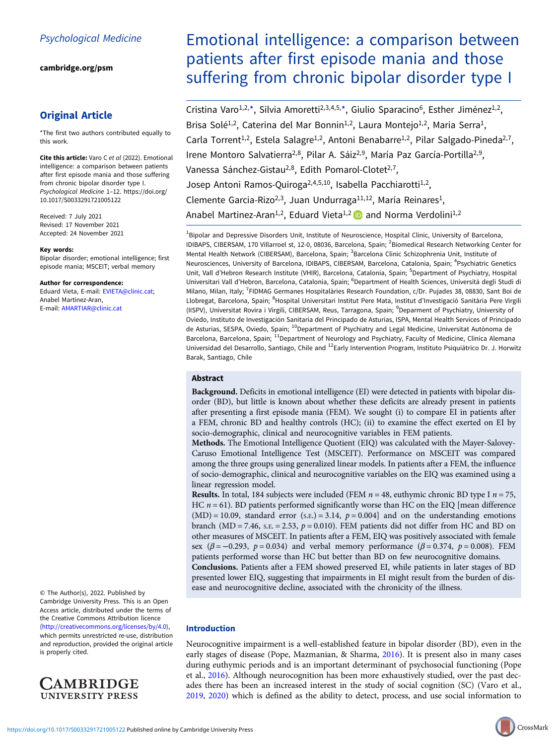Psychological Medicine

cambridge.org/psm

## Original Article

*The first two authors contributed equally to this work.

**Cite this article:** Varo C *et al* (2022). Emotional intelligence: a comparison between patients after first episode mania and those suffering from chronic bipolar disorder type I. *Psychological Medicine* 1–12. https://doi.org/10.1017/S0033291721005122

Received: 7 July 2021
Revised: 17 November 2021
Accepted: 24 November 2021

**Key words:**
Bipolar disorder; emotional intelligence; first episode mania; MSCEIT; verbal memory

**Author for correspondence:**
Eduard Vieta, E-mail: EVIETA@clinic.cat;
Anabel Martinez-Aran,
E-mail: AMARTIAR@clinic.cat

© The Author(s), 2022. Published by Cambridge University Press. This is an Open Access article, distributed under the terms of the Creative Commons Attribution licence (http://creativecommons.org/licenses/by/4.0), which permits unrestricted re-use, distribution and reproduction, provided the original article is properly cited.

# Emotional intelligence: a comparison between patients after first episode mania and those suffering from chronic bipolar disorder type I

Cristina Varo[1,2,*], Silvia Amoretti[2,3,4,5,*], Giulio Sparacino[6], Esther Jiménez[1,2], Brisa Solé[1,2], Caterina del Mar Bonnin[1,2], Laura Montejo[1,2], Maria Serra[1], Carla Torrent[1,2], Estela Salagre[1,2], Antoni Benabarre[1,2], Pilar Salgado-Pineda[2,7], Irene Montoro Salvatierra[2,8], Pilar A. Sáiz[2,9], María Paz García-Portilla[2,9], Vanessa Sánchez-Gistau[2,8], Edith Pomarol-Clotet[2,7], Josep Antoni Ramos-Quiroga[2,4,5,10], Isabella Pacchiarotti[1,2], Clemente Garcia-Rizo[2,3], Juan Undurraga[11,12], María Reinares[1], Anabel Martinez-Aran[1,2], Eduard Vieta[1,2] and Norma Verdolini[1,2]

[1]Bipolar and Depressive Disorders Unit, Institute of Neuroscience, Hospital Clinic, University of Barcelona, IDIBAPS, CIBERSAM, 170 Villarroel st, 12-0, 08036, Barcelona, Spain; [2]Biomedical Research Networking Center for Mental Health Network (CIBERSAM), Barcelona, Spain; [3]Barcelona Clinic Schizophrenia Unit, Institute of Neurosciences, University of Barcelona, IDIBAPS, CIBERSAM, Barcelona, Catalonia, Spain; [4]Psychiatric Genetics Unit, Vall d'Hebron Research Institute (VHIR), Barcelona, Catalonia, Spain; [5]Department of Psychiatry, Hospital Universitari Vall d'Hebron, Barcelona, Catalonia, Spain; [6]Department of Health Sciences, Università degli Studi di Milano, Milan, Italy; [7]FIDMAG Germanes Hospitalàries Research Foundation, c/Dr. Pujades 38, 08830, Sant Boi de Llobregat, Barcelona, Spain; [8]Hospital Universitari Institut Pere Mata, Institut d'Investigació Sanitària Pere Virgili (IISPV), Universitat Rovira i Virgili, CIBERSAM, Reus, Tarragona, Spain; [9]Department of Psychiatry, University of Oviedo, Instituto de Investigación Sanitaria del Principado de Asturias, ISPA, Mental Health Services of Principado de Asturias, SESPA, Oviedo, Spain; [10]Department of Psychiatry and Legal Medicine, Universitat Autònoma de Barcelona, Barcelona, Spain; [11]Department of Neurology and Psychiatry, Faculty of Medicine, Clinica Alemana Universidad del Desarrollo, Santiago, Chile and [12]Early Intervention Program, Instituto Psiquiátrico Dr. J. Horwitz Barak, Santiago, Chile

## Abstract

**Background.** Deficits in emotional intelligence (EI) were detected in patients with bipolar disorder (BD), but little is known about whether these deficits are already present in patients after presenting a first episode mania (FEM). We sought (i) to compare EI in patients after a FEM, chronic BD and healthy controls (HC); (ii) to examine the effect exerted on EI by socio-demographic, clinical and neurocognitive variables in FEM patients.

**Methods.** The Emotional Intelligence Quotient (EIQ) was calculated with the Mayer-Salovey-Caruso Emotional Intelligence Test (MSCEIT). Performance on MSCEIT was compared among the three groups using generalized linear models. In patients after a FEM, the influence of socio-demographic, clinical and neurocognitive variables on the EIQ was examined using a linear regression model.

**Results.** In total, 184 subjects were included (FEM $n = 48$, euthymic chronic BD type I $n = 75$, HC $n = 61$). BD patients performed significantly worse than HC on the EIQ [mean difference (MD) = 10.09, standard error (S.E.) = 3.14, $p = 0.004$] and on the understanding emotions branch (MD = 7.46, S.E. = 2.53, $p = 0.010$). FEM patients did not differ from HC and BD on other measures of MSCEIT. In patients after a FEM, EIQ was positively associated with female sex ($\beta = -0.293$, $p = 0.034$) and verbal memory performance ($\beta = 0.374$, $p = 0.008$). FEM patients performed worse than HC but better than BD on few neurocognitive domains.

**Conclusions.** Patients after a FEM showed preserved EI, while patients in later stages of BD presented lower EIQ, suggesting that impairments in EI might result from the burden of disease and neurocognitive decline, associated with the chronicity of the illness.

## Introduction

Neurocognitive impairment is a well-established feature in bipolar disorder (BD), even in the early stages of disease (Pope, Mazmanian, & Sharma, 2016). It is present also in many cases during euthymic periods and is an important determinant of psychosocial functioning (Pope et al., 2016). Although neurocognition has been more exhaustively studied, over the past decades there has been an increased interest in the study of social cognition (SC) (Varo et al., 2019, 2020) which is defined as the ability to detect, process, and use social information to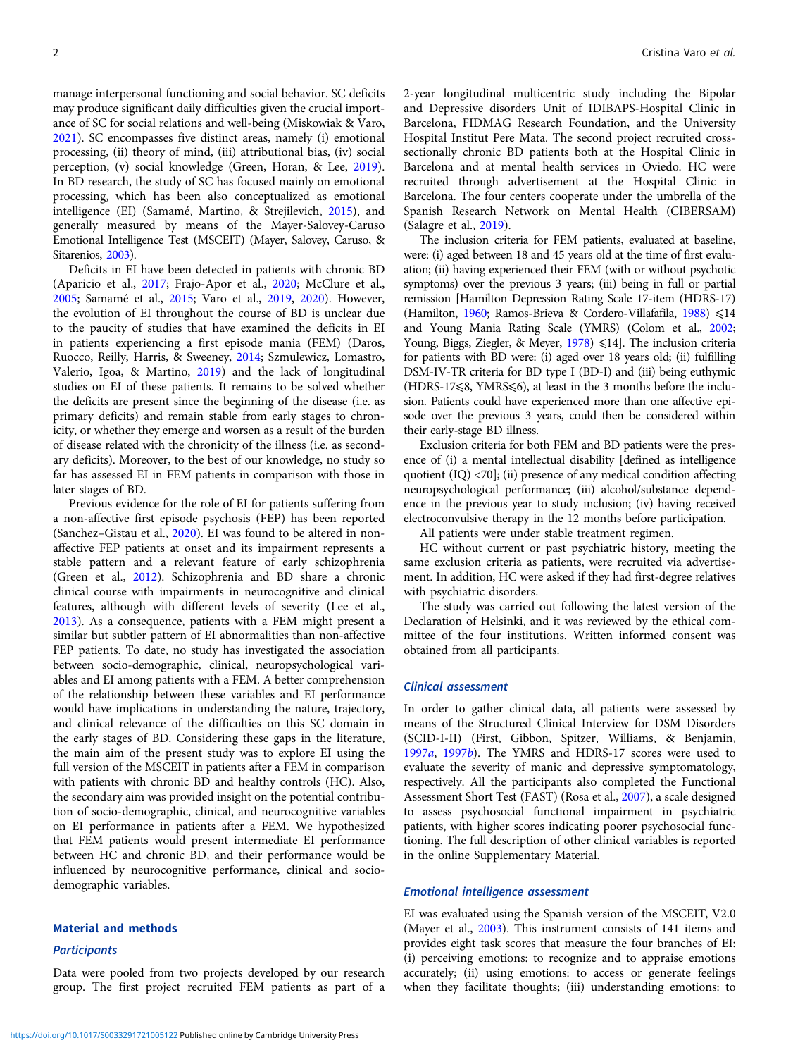manage interpersonal functioning and social behavior. SC deficits may produce significant daily difficulties given the crucial importance of SC for social relations and well-being (Miskowiak & Varo, 2021). SC encompasses five distinct areas, namely (i) emotional processing, (ii) theory of mind, (iii) attributional bias, (iv) social perception, (v) social knowledge (Green, Horan, & Lee, 2019). In BD research, the study of SC has focused mainly on emotional processing, which has been also conceptualized as emotional intelligence (EI) (Samamé, Martino, & Strejilevich, 2015), and generally measured by means of the Mayer-Salovey-Caruso Emotional Intelligence Test (MSCEIT) (Mayer, Salovey, Caruso, & Sitarenios, 2003).

Deficits in EI have been detected in patients with chronic BD (Aparicio et al., 2017; Frajo-Apor et al., 2020; McClure et al., 2005; Samamé et al., 2015; Varo et al., 2019, 2020). However, the evolution of EI throughout the course of BD is unclear due to the paucity of studies that have examined the deficits in EI in patients experiencing a first episode mania (FEM) (Daros, Ruocco, Reilly, Harris, & Sweeney, 2014; Szmulewicz, Lomastro, Valerio, Igoa, & Martino, 2019) and the lack of longitudinal studies on EI of these patients. It remains to be solved whether the deficits are present since the beginning of the disease (i.e. as primary deficits) and remain stable from early stages to chronicity, or whether they emerge and worsen as a result of the burden of disease related with the chronicity of the illness (i.e. as secondary deficits). Moreover, to the best of our knowledge, no study so far has assessed EI in FEM patients in comparison with those in later stages of BD.

Previous evidence for the role of EI for patients suffering from a non-affective first episode psychosis (FEP) has been reported (Sanchez–Gistau et al., 2020). EI was found to be altered in non-affective FEP patients at onset and its impairment represents a stable pattern and a relevant feature of early schizophrenia (Green et al., 2012). Schizophrenia and BD share a chronic clinical course with impairments in neurocognitive and clinical features, although with different levels of severity (Lee et al., 2013). As a consequence, patients with a FEM might present a similar but subtler pattern of EI abnormalities than non-affective FEP patients. To date, no study has investigated the association between socio-demographic, clinical, neuropsychological variables and EI among patients with a FEM. A better comprehension of the relationship between these variables and EI performance would have implications in understanding the nature, trajectory, and clinical relevance of the difficulties on this SC domain in the early stages of BD. Considering these gaps in the literature, the main aim of the present study was to explore EI using the full version of the MSCEIT in patients after a FEM in comparison with patients with chronic BD and healthy controls (HC). Also, the secondary aim was provided insight on the potential contribution of socio-demographic, clinical, and neurocognitive variables on EI performance in patients after a FEM. We hypothesized that FEM patients would present intermediate EI performance between HC and chronic BD, and their performance would be influenced by neurocognitive performance, clinical and socio-demographic variables.

## Material and methods

### Participants

Data were pooled from two projects developed by our research group. The first project recruited FEM patients as part of a 2-year longitudinal multicentric study including the Bipolar and Depressive disorders Unit of IDIBAPS-Hospital Clinic in Barcelona, FIDMAG Research Foundation, and the University Hospital Institut Pere Mata. The second project recruited cross-sectionally chronic BD patients both at the Hospital Clinic in Barcelona and at mental health services in Oviedo. HC were recruited through advertisement at the Hospital Clinic in Barcelona. The four centers cooperate under the umbrella of the Spanish Research Network on Mental Health (CIBERSAM) (Salagre et al., 2019).

The inclusion criteria for FEM patients, evaluated at baseline, were: (i) aged between 18 and 45 years old at the time of first evaluation; (ii) having experienced their FEM (with or without psychotic symptoms) over the previous 3 years; (iii) being in full or partial remission [Hamilton Depression Rating Scale 17-item (HDRS-17) (Hamilton, 1960; Ramos-Brieva & Cordero-Villafafila, 1988) ⩽14 and Young Mania Rating Scale (YMRS) (Colom et al., 2002; Young, Biggs, Ziegler, & Meyer, 1978) ⩽14]. The inclusion criteria for patients with BD were: (i) aged over 18 years old; (ii) fulfilling DSM-IV-TR criteria for BD type I (BD-I) and (iii) being euthymic (HDRS-17⩽8, YMRS⩽6), at least in the 3 months before the inclusion. Patients could have experienced more than one affective episode over the previous 3 years, could then be considered within their early-stage BD illness.

Exclusion criteria for both FEM and BD patients were the presence of (i) a mental intellectual disability [defined as intelligence quotient (IQ) <70]; (ii) presence of any medical condition affecting neuropsychological performance; (iii) alcohol/substance dependence in the previous year to study inclusion; (iv) having received electroconvulsive therapy in the 12 months before participation.

All patients were under stable treatment regimen.

HC without current or past psychiatric history, meeting the same exclusion criteria as patients, were recruited via advertisement. In addition, HC were asked if they had first-degree relatives with psychiatric disorders.

The study was carried out following the latest version of the Declaration of Helsinki, and it was reviewed by the ethical committee of the four institutions. Written informed consent was obtained from all participants.

### Clinical assessment

In order to gather clinical data, all patients were assessed by means of the Structured Clinical Interview for DSM Disorders (SCID-I-II) (First, Gibbon, Spitzer, Williams, & Benjamin, 1997a, 1997b). The YMRS and HDRS-17 scores were used to evaluate the severity of manic and depressive symptomatology, respectively. All the participants also completed the Functional Assessment Short Test (FAST) (Rosa et al., 2007), a scale designed to assess psychosocial functional impairment in psychiatric patients, with higher scores indicating poorer psychosocial functioning. The full description of other clinical variables is reported in the online Supplementary Material.

### Emotional intelligence assessment

EI was evaluated using the Spanish version of the MSCEIT, V2.0 (Mayer et al., 2003). This instrument consists of 141 items and provides eight task scores that measure the four branches of EI: (i) perceiving emotions: to recognize and to appraise emotions accurately; (ii) using emotions: to access or generate feelings when they facilitate thoughts; (iii) understanding emotions: to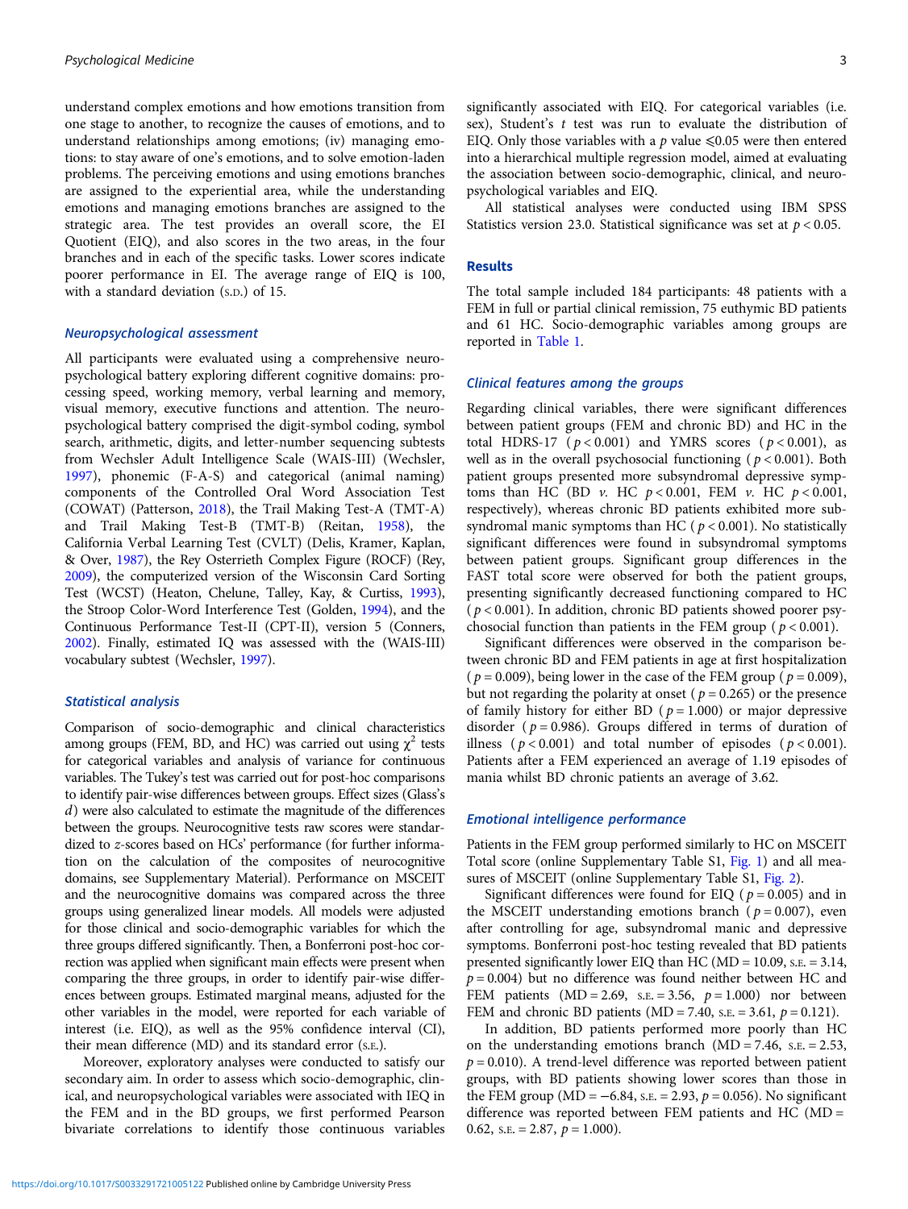understand complex emotions and how emotions transition from one stage to another, to recognize the causes of emotions, and to understand relationships among emotions; (iv) managing emotions: to stay aware of one's emotions, and to solve emotion-laden problems. The perceiving emotions and using emotions branches are assigned to the experiential area, while the understanding emotions and managing emotions branches are assigned to the strategic area. The test provides an overall score, the EI Quotient (EIQ), and also scores in the two areas, in the four branches and in each of the specific tasks. Lower scores indicate poorer performance in EI. The average range of EIQ is 100, with a standard deviation (S.D.) of 15.

### Neuropsychological assessment

All participants were evaluated using a comprehensive neuropsychological battery exploring different cognitive domains: processing speed, working memory, verbal learning and memory, visual memory, executive functions and attention. The neuropsychological battery comprised the digit-symbol coding, symbol search, arithmetic, digits, and letter-number sequencing subtests from Wechsler Adult Intelligence Scale (WAIS-III) (Wechsler, 1997), phonemic (F-A-S) and categorical (animal naming) components of the Controlled Oral Word Association Test (COWAT) (Patterson, 2018), the Trail Making Test-A (TMT-A) and Trail Making Test-B (TMT-B) (Reitan, 1958), the California Verbal Learning Test (CVLT) (Delis, Kramer, Kaplan, & Over, 1987), the Rey Osterrieth Complex Figure (ROCF) (Rey, 2009), the computerized version of the Wisconsin Card Sorting Test (WCST) (Heaton, Chelune, Talley, Kay, & Curtiss, 1993), the Stroop Color-Word Interference Test (Golden, 1994), and the Continuous Performance Test-II (CPT-II), version 5 (Conners, 2002). Finally, estimated IQ was assessed with the (WAIS-III) vocabulary subtest (Wechsler, 1997).

### Statistical analysis

Comparison of socio-demographic and clinical characteristics among groups (FEM, BD, and HC) was carried out using $\chi^2$ tests for categorical variables and analysis of variance for continuous variables. The Tukey's test was carried out for post-hoc comparisons to identify pair-wise differences between groups. Effect sizes (Glass's $d$) were also calculated to estimate the magnitude of the differences between the groups. Neurocognitive tests raw scores were standardized to $z$-scores based on HCs' performance (for further information on the calculation of the composites of neurocognitive domains, see Supplementary Material). Performance on MSCEIT and the neurocognitive domains was compared across the three groups using generalized linear models. All models were adjusted for those clinical and socio-demographic variables for which the three groups differed significantly. Then, a Bonferroni post-hoc correction was applied when significant main effects were present when comparing the three groups, in order to identify pair-wise differences between groups. Estimated marginal means, adjusted for the other variables in the model, were reported for each variable of interest (i.e. EIQ), as well as the 95% confidence interval (CI), their mean difference (MD) and its standard error (S.E.).

Moreover, exploratory analyses were conducted to satisfy our secondary aim. In order to assess which socio-demographic, clinical, and neuropsychological variables were associated with IEQ in the FEM and in the BD groups, we first performed Pearson bivariate correlations to identify those continuous variables significantly associated with EIQ. For categorical variables (i.e. sex), Student's $t$ test was run to evaluate the distribution of EIQ. Only those variables with a $p$ value $\leqslant 0.05$ were then entered into a hierarchical multiple regression model, aimed at evaluating the association between socio-demographic, clinical, and neuropsychological variables and EIQ.

All statistical analyses were conducted using IBM SPSS Statistics version 23.0. Statistical significance was set at $p < 0.05$.

## Results

The total sample included 184 participants: 48 patients with a FEM in full or partial clinical remission, 75 euthymic BD patients and 61 HC. Socio-demographic variables among groups are reported in Table 1.

### Clinical features among the groups

Regarding clinical variables, there were significant differences between patient groups (FEM and chronic BD) and HC in the total HDRS-17 ($p < 0.001$) and YMRS scores ($p < 0.001$), as well as in the overall psychosocial functioning ($p < 0.001$). Both patient groups presented more subsyndromal depressive symptoms than HC (BD *v.* HC $p < 0.001$, FEM *v.* HC $p < 0.001$, respectively), whereas chronic BD patients exhibited more subsyndromal manic symptoms than HC ($p < 0.001$). No statistically significant differences were found in subsyndromal symptoms between patient groups. Significant group differences in the FAST total score were observed for both the patient groups, presenting significantly decreased functioning compared to HC ($p < 0.001$). In addition, chronic BD patients showed poorer psychosocial function than patients in the FEM group ($p < 0.001$).

Significant differences were observed in the comparison between chronic BD and FEM patients in age at first hospitalization ($p = 0.009$), being lower in the case of the FEM group ($p = 0.009$), but not regarding the polarity at onset ($p = 0.265$) or the presence of family history for either BD ($p = 1.000$) or major depressive disorder ($p = 0.986$). Groups differed in terms of duration of illness ($p < 0.001$) and total number of episodes ($p < 0.001$). Patients after a FEM experienced an average of 1.19 episodes of mania whilst BD chronic patients an average of 3.62.

### Emotional intelligence performance

Patients in the FEM group performed similarly to HC on MSCEIT Total score (online Supplementary Table S1, Fig. 1) and all measures of MSCEIT (online Supplementary Table S1, Fig. 2).

Significant differences were found for EIQ ($p = 0.005$) and in the MSCEIT understanding emotions branch ($p = 0.007$), even after controlling for age, subsyndromal manic and depressive symptoms. Bonferroni post-hoc testing revealed that BD patients presented significantly lower EIQ than HC (MD = 10.09, S.E. = 3.14, $p = 0.004$) but no difference was found neither between HC and FEM patients (MD = 2.69, S.E. = 3.56, $p = 1.000$) nor between FEM and chronic BD patients (MD = 7.40, S.E. = 3.61, $p = 0.121$).

In addition, BD patients performed more poorly than HC on the understanding emotions branch (MD = 7.46, S.E. = 2.53, $p = 0.010$). A trend-level difference was reported between patient groups, with BD patients showing lower scores than those in the FEM group (MD = −6.84, S.E. = 2.93, $p = 0.056$). No significant difference was reported between FEM patients and HC (MD = 0.62, S.E. = 2.87, $p = 1.000$).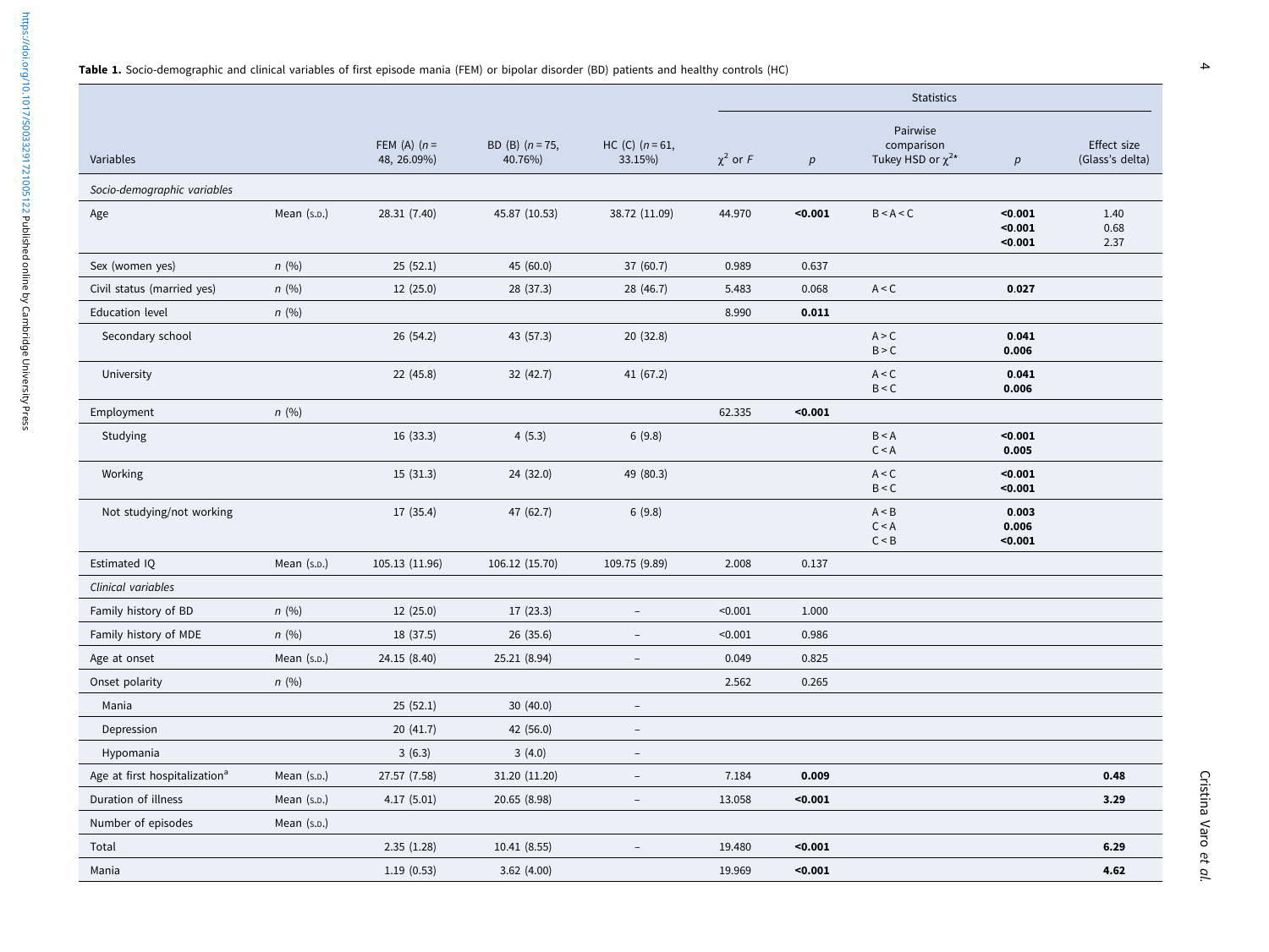**Table 1.** Socio-demographic and clinical variables of first episode mania (FEM) or bipolar disorder (BD) patients and healthy controls (HC)

| Variables | | FEM (A) ($n$ = 48, 26.09%) | BD (B) ($n$ = 75, 40.76%) | HC (C) ($n$ = 61, 33.15%) | Statistics | | | | |
|---|---|---|---|---|---|---|---|---|---|
| | | | | | $\chi^2$ or $F$ | $p$ | Pairwise comparison Tukey HSD or $\chi^{2*}$ | $p$ | Effect size (Glass's delta) |
| *Socio-demographic variables* | | | | | | | | | |
| Age | Mean (S.D.) | 28.31 (7.40) | 45.87 (10.53) | 38.72 (11.09) | 44.970 | **<0.001** | B < A < C | **<0.001** **<0.001** **<0.001** | 1.40 0.68 2.37 |
| Sex (women yes) | $n$ (%) | 25 (52.1) | 45 (60.0) | 37 (60.7) | 0.989 | 0.637 | | | |
| Civil status (married yes) | $n$ (%) | 12 (25.0) | 28 (37.3) | 28 (46.7) | 5.483 | 0.068 | A < C | **0.027** | |
| Education level | $n$ (%) | | | | 8.990 | **0.011** | | | |
| Secondary school | | 26 (54.2) | 43 (57.3) | 20 (32.8) | | | A > C B > C | **0.041** **0.006** | |
| University | | 22 (45.8) | 32 (42.7) | 41 (67.2) | | | A < C B < C | **0.041** **0.006** | |
| Employment | $n$ (%) | | | | 62.335 | **<0.001** | | | |
| Studying | | 16 (33.3) | 4 (5.3) | 6 (9.8) | | | B < A C < A | **<0.001** **0.005** | |
| Working | | 15 (31.3) | 24 (32.0) | 49 (80.3) | | | A < C B < C | **<0.001** **<0.001** | |
| Not studying/not working | | 17 (35.4) | 47 (62.7) | 6 (9.8) | | | A < B C < A C < B | **0.003** **0.006** **<0.001** | |
| Estimated IQ | Mean (S.D.) | 105.13 (11.96) | 106.12 (15.70) | 109.75 (9.89) | 2.008 | 0.137 | | | |
| *Clinical variables* | | | | | | | | | |
| Family history of BD | $n$ (%) | 12 (25.0) | 17 (23.3) | – | <0.001 | 1.000 | | | |
| Family history of MDE | $n$ (%) | 18 (37.5) | 26 (35.6) | – | <0.001 | 0.986 | | | |
| Age at onset | Mean (S.D.) | 24.15 (8.40) | 25.21 (8.94) | – | 0.049 | 0.825 | | | |
| Onset polarity | $n$ (%) | | | | 2.562 | 0.265 | | | |
| Mania | | 25 (52.1) | 30 (40.0) | – | | | | | |
| Depression | | 20 (41.7) | 42 (56.0) | – | | | | | |
| Hypomania | | 3 (6.3) | 3 (4.0) | – | | | | | |
| Age at first hospitalization[a] | Mean (S.D.) | 27.57 (7.58) | 31.20 (11.20) | – | 7.184 | **0.009** | | | **0.48** |
| Duration of illness | Mean (S.D.) | 4.17 (5.01) | 20.65 (8.98) | – | 13.058 | **<0.001** | | | **3.29** |
| Number of episodes | Mean (S.D.) | | | | | | | | |
| Total | | 2.35 (1.28) | 10.41 (8.55) | – | 19.480 | **<0.001** | | | **6.29** |
| Mania | | 1.19 (0.53) | 3.62 (4.00) | | 19.969 | **<0.001** | | | **4.62** |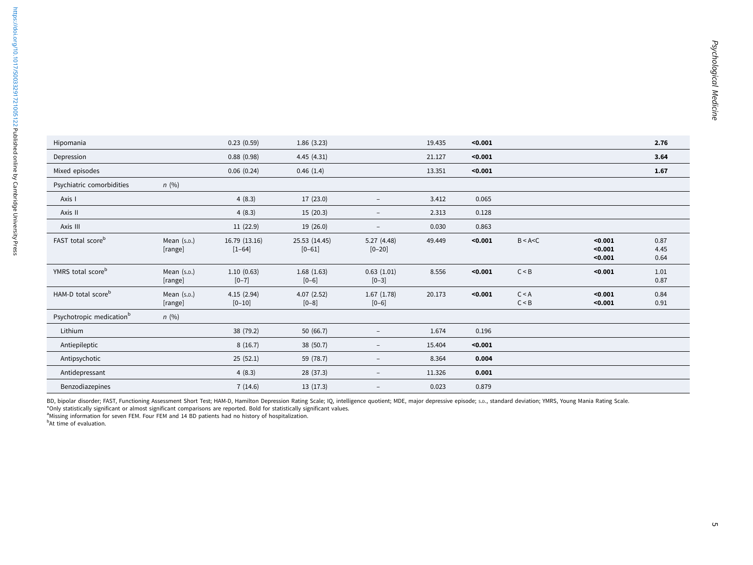| | | | | | | | | | |
|---|---|---|---|---|---|---|---|---|---|
| Hipomania | | 0.23 (0.59) | 1.86 (3.23) | | 19.435 | **<0.001** | | | **2.76** |
| Depression | | 0.88 (0.98) | 4.45 (4.31) | | 21.127 | **<0.001** | | | **3.64** |
| Mixed episodes | | 0.06 (0.24) | 0.46 (1.4) | | 13.351 | **<0.001** | | | **1.67** |
| Psychiatric comorbidities | *n* (%) | | | | | | | | |
| Axis I | | 4 (8.3) | 17 (23.0) | – | 3.412 | 0.065 | | | |
| Axis II | | 4 (8.3) | 15 (20.3) | – | 2.313 | 0.128 | | | |
| Axis III | | 11 (22.9) | 19 (26.0) | – | 0.030 | 0.863 | | | |
| FAST total score[b] | Mean (S.D.) [range] | 16.79 (13.16) [1–64] | 25.53 (14.45) [0–61] | 5.27 (4.48) [0–20] | 49.449 | **<0.001** | B < A<C | **<0.001** **<0.001** **<0.001** | 0.87 4.45 0.64 |
| YMRS total score[b] | Mean (S.D.) [range] | 1.10 (0.63) [0–7] | 1.68 (1.63) [0–6] | 0.63 (1.01) [0–3] | 8.556 | **<0.001** | C < B | **<0.001** | 1.01 0.87 |
| HAM-D total score[b] | Mean (S.D.) [range] | 4.15 (2.94) [0–10] | 4.07 (2.52) [0–8] | 1.67 (1.78) [0–6] | 20.173 | **<0.001** | C < A C < B | **<0.001** **<0.001** | 0.84 0.91 |
| Psychotropic medication[b] | *n* (%) | | | | | | | | |
| Lithium | | 38 (79.2) | 50 (66.7) | – | 1.674 | 0.196 | | | |
| Antiepileptic | | 8 (16.7) | 38 (50.7) | – | 15.404 | **<0.001** | | | |
| Antipsychotic | | 25 (52.1) | 59 (78.7) | – | 8.364 | **0.004** | | | |
| Antidepressant | | 4 (8.3) | 28 (37.3) | – | 11.326 | **0.001** | | | |
| Benzodiazepines | | 7 (14.6) | 13 (17.3) | – | 0.023 | 0.879 | | | |

BD, bipolar disorder; FAST, Functioning Assessment Short Test; HAM-D, Hamilton Depression Rating Scale; IQ, intelligence quotient; MDE, major depressive episode; S.D., standard deviation; YMRS, Young Mania Rating Scale.
*Only statistically significant or almost significant comparisons are reported. Bold for statistically significant values.
[a]Missing information for seven FEM. Four FEM and 14 BD patients had no history of hospitalization.
[b]At time of evaluation.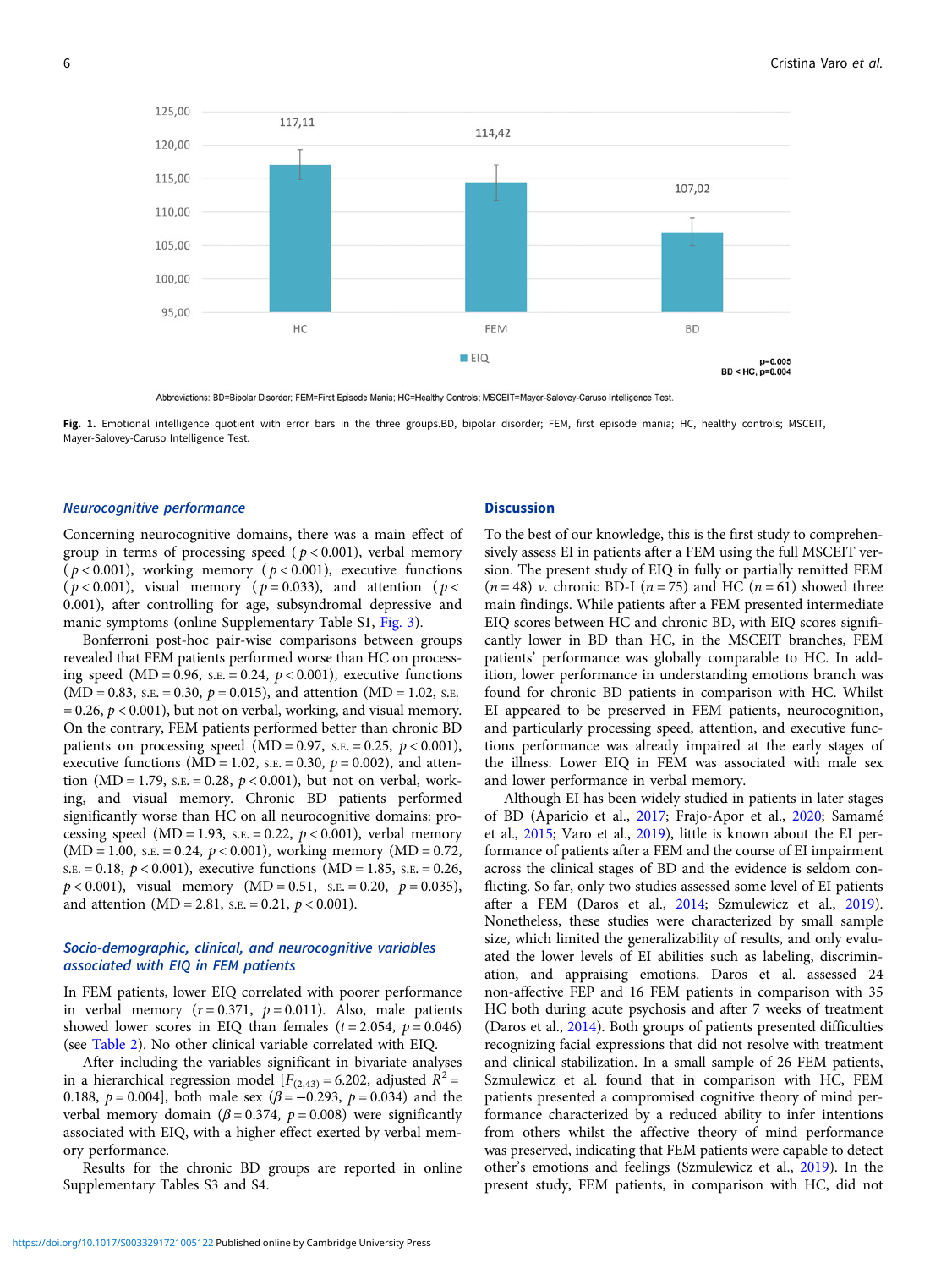125,00
120,00
115,00
110,00
105,00
100,00
95,00

117,11
114,42
107,02

HC
FEM
BD

EIQ

p=0.005
BD < HC, p=0.004

Abbreviations: BD=Bipolar Disorder; FEM=First Episode Mania; HC=Healthy Controls; MSCEIT=Mayer-Salovey-Caruso Intelligence Test.

**Fig. 1.** Emotional intelligence quotient with error bars in the three groups.BD, bipolar disorder; FEM, first episode mania; HC, healthy controls; MSCEIT, Mayer-Salovey-Caruso Intelligence Test.

### Neurocognitive performance

Concerning neurocognitive domains, there was a main effect of group in terms of processing speed ($p < 0.001$), verbal memory ($p < 0.001$), working memory ($p < 0.001$), executive functions ($p < 0.001$), visual memory ($p = 0.033$), and attention ($p < 0.001$), after controlling for age, subsyndromal depressive and manic symptoms (online Supplementary Table S1, Fig. 3).

Bonferroni post-hoc pair-wise comparisons between groups revealed that FEM patients performed worse than HC on processing speed (MD = 0.96, S.E. = 0.24, $p < 0.001$), executive functions (MD = 0.83, S.E. = 0.30, $p = 0.015$), and attention (MD = 1.02, S.E. = 0.26, $p < 0.001$), but not on verbal, working, and visual memory. On the contrary, FEM patients performed better than chronic BD patients on processing speed (MD = 0.97, S.E. = 0.25, $p < 0.001$), executive functions (MD = 1.02, S.E. = 0.30, $p = 0.002$), and attention (MD = 1.79, S.E. = 0.28, $p < 0.001$), but not on verbal, working, and visual memory. Chronic BD patients performed significantly worse than HC on all neurocognitive domains: processing speed (MD = 1.93, S.E. = 0.22, $p < 0.001$), verbal memory (MD = 1.00, S.E. = 0.24, $p < 0.001$), working memory (MD = 0.72, S.E. = 0.18, $p < 0.001$), executive functions (MD = 1.85, S.E. = 0.26, $p < 0.001$), visual memory (MD = 0.51, S.E. = 0.20, $p = 0.035$), and attention (MD = 2.81, S.E. = 0.21, $p < 0.001$).

### Socio-demographic, clinical, and neurocognitive variables associated with EIQ in FEM patients

In FEM patients, lower EIQ correlated with poorer performance in verbal memory ($r = 0.371$, $p = 0.011$). Also, male patients showed lower scores in EIQ than females ($t = 2.054$, $p = 0.046$) (see Table 2). No other clinical variable correlated with EIQ.

After including the variables significant in bivariate analyses in a hierarchical regression model [$F_{(2,43)} = 6.202$, adjusted $R^2 = 0.188$, $p = 0.004$], both male sex ($\beta = -0.293$, $p = 0.034$) and the verbal memory domain ($\beta = 0.374$, $p = 0.008$) were significantly associated with EIQ, with a higher effect exerted by verbal memory performance.

Results for the chronic BD groups are reported in online Supplementary Tables S3 and S4.

## Discussion

To the best of our knowledge, this is the first study to comprehensively assess EI in patients after a FEM using the full MSCEIT version. The present study of EIQ in fully or partially remitted FEM ($n = 48$) *v.* chronic BD-I ($n = 75$) and HC ($n = 61$) showed three main findings. While patients after a FEM presented intermediate EIQ scores between HC and chronic BD, with EIQ scores significantly lower in BD than HC, in the MSCEIT branches, FEM patients' performance was globally comparable to HC. In addition, lower performance in understanding emotions branch was found for chronic BD patients in comparison with HC. Whilst EI appeared to be preserved in FEM patients, neurocognition, and particularly processing speed, attention, and executive functions performance was already impaired at the early stages of the illness. Lower EIQ in FEM was associated with male sex and lower performance in verbal memory.

Although EI has been widely studied in patients in later stages of BD (Aparicio et al., 2017; Frajo-Apor et al., 2020; Samamé et al., 2015; Varo et al., 2019), little is known about the EI performance of patients after a FEM and the course of EI impairment across the clinical stages of BD and the evidence is seldom conflicting. So far, only two studies assessed some level of EI patients after a FEM (Daros et al., 2014; Szmulewicz et al., 2019). Nonetheless, these studies were characterized by small sample size, which limited the generalizability of results, and only evaluated the lower levels of EI abilities such as labeling, discrimination, and appraising emotions. Daros et al. assessed 24 non-affective FEP and 16 FEM patients in comparison with 35 HC both during acute psychosis and after 7 weeks of treatment (Daros et al., 2014). Both groups of patients presented difficulties recognizing facial expressions that did not resolve with treatment and clinical stabilization. In a small sample of 26 FEM patients, Szmulewicz et al. found that in comparison with HC, FEM patients presented a compromised cognitive theory of mind performance characterized by a reduced ability to infer intentions from others whilst the affective theory of mind performance was preserved, indicating that FEM patients were capable to detect other's emotions and feelings (Szmulewicz et al., 2019). In the present study, FEM patients, in comparison with HC, did not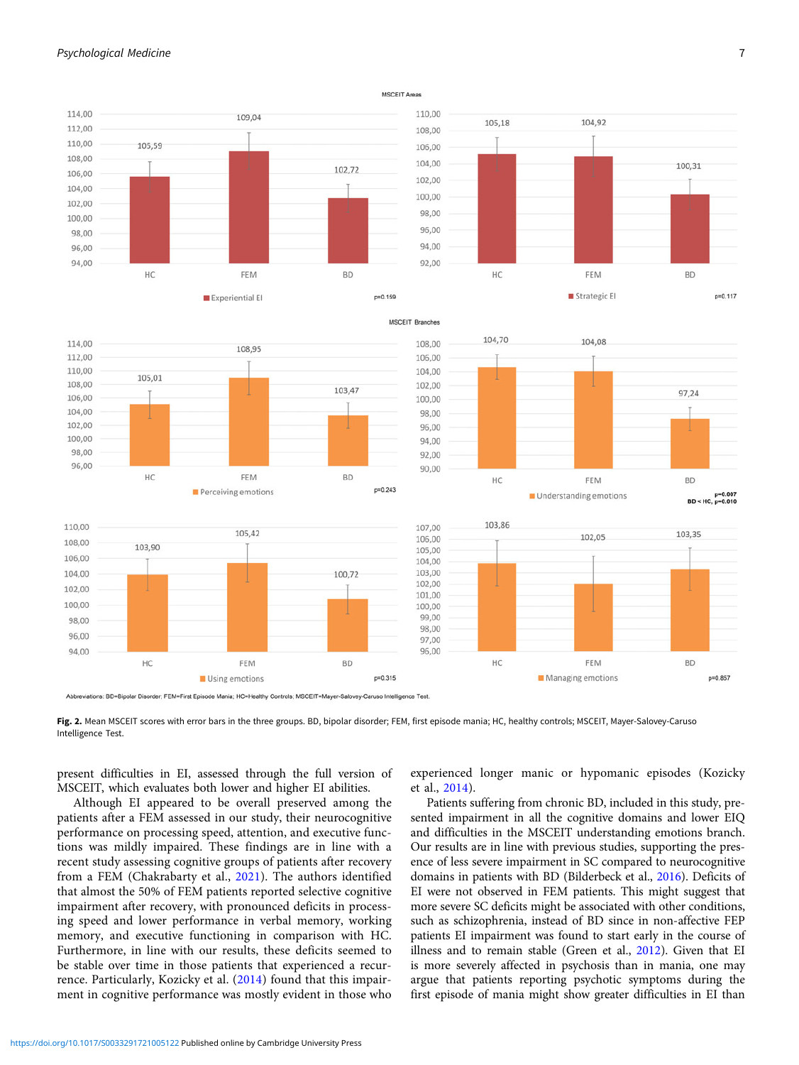MSCEIT Areas

114,00
112,00
110,00
108,00
106,00
104,00
102,00
100,00
98,00
96,00
94,00

105,59
109,04
102,72

HC
FEM
BD

Experiential EI
p=0.159

110,00
108,00
106,00
104,00
102,00
100,00
98,00
96,00
94,00
92,00

105,18
104,92
100,31

HC
FEM
BD

Strategic EI
p=0.117

MSCEIT Branches

114,00
112,00
110,00
108,00
106,00
104,00
102,00
100,00
98,00
96,00

105,01
108,95
103,47

HC
FEM
BD

Perceiving emotions
p=0.243

108,00
106,00
104,00
102,00
100,00
98,00
96,00
94,00
92,00
90,00

104,70
104,08
97,24

HC
FEM
BD

Understanding emotions
p=0.007
BD < HC, p=0.010

110,00
108,00
106,00
104,00
102,00
100,00
98,00
96,00
94,00

103,90
105,42
100,72

HC
FEM
BD

Using emotions
p=0.315

107,00
106,00
105,00
104,00
103,00
102,00
101,00
100,00
99,00
98,00
97,00
96,00

103,86
102,05
103,35

HC
FEM
BD

Managing emotions
p=0.857

Abbreviations: BD=Bipolar Disorder; FEM=First Episode Mania; HC=Healthy Controls; MSCEIT=Mayer-Salovey-Caruso Intelligence Test.

**Fig. 2.** Mean MSCEIT scores with error bars in the three groups. BD, bipolar disorder; FEM, first episode mania; HC, healthy controls; MSCEIT, Mayer-Salovey-Caruso Intelligence Test.

present difficulties in EI, assessed through the full version of MSCEIT, which evaluates both lower and higher EI abilities.

Although EI appeared to be overall preserved among the patients after a FEM assessed in our study, their neurocognitive performance on processing speed, attention, and executive functions was mildly impaired. These findings are in line with a recent study assessing cognitive groups of patients after recovery from a FEM (Chakrabarty et al., 2021). The authors identified that almost the 50% of FEM patients reported selective cognitive impairment after recovery, with pronounced deficits in processing speed and lower performance in verbal memory, working memory, and executive functioning in comparison with HC. Furthermore, in line with our results, these deficits seemed to be stable over time in those patients that experienced a recurrence. Particularly, Kozicky et al. (2014) found that this impairment in cognitive performance was mostly evident in those who experienced longer manic or hypomanic episodes (Kozicky et al., 2014).

Patients suffering from chronic BD, included in this study, presented impairment in all the cognitive domains and lower EIQ and difficulties in the MSCEIT understanding emotions branch. Our results are in line with previous studies, supporting the presence of less severe impairment in SC compared to neurocognitive domains in patients with BD (Bilderbeck et al., 2016). Deficits of EI were not observed in FEM patients. This might suggest that more severe SC deficits might be associated with other conditions, such as schizophrenia, instead of BD since in non-affective FEP patients EI impairment was found to start early in the course of illness and to remain stable (Green et al., 2012). Given that EI is more severely affected in psychosis than in mania, one may argue that patients reporting psychotic symptoms during the first episode of mania might show greater difficulties in EI than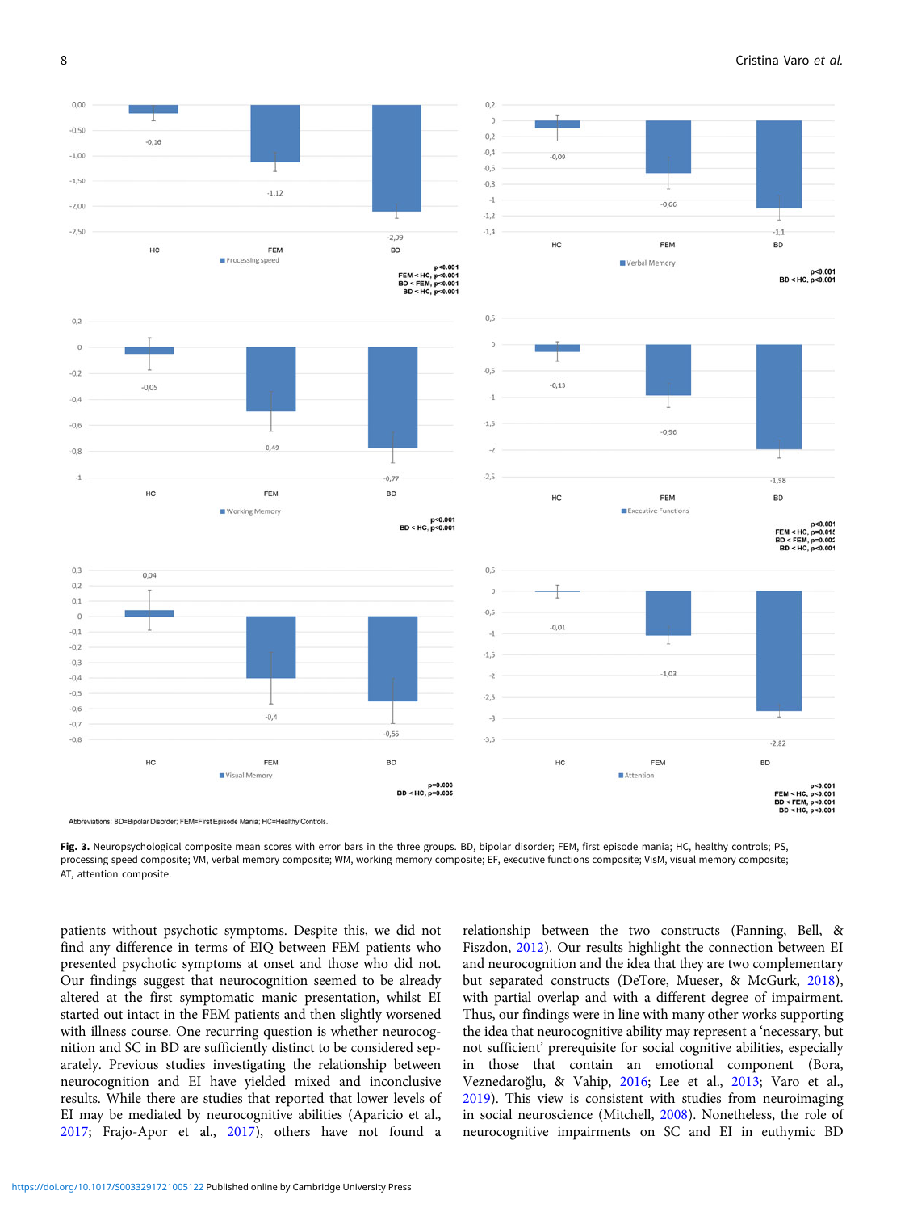0,00
-0,50
-1,00
-1,50
-2,00
-2,50
-0,16
-1,12
-2,09
HC
FEM
BD
Processing speed
p<0.001
FEM < HC, p<0.001
BD < FEM, p<0.001
BD < HC, p<0.001

0,2
0
-0,2
-0,4
-0,6
-0,8
-1
-1,2
-1,4
-0,09
-0,66
-1,1
HC
FEM
BD
Verbal Memory
p<0.001
BD < HC, p<0.001

0,2
0
-0,2
-0,4
-0,6
-0,8
-1
-0,05
-0,49
-0,77
HC
FEM
BD
Working Memory
p<0.001
BD < HC, p<0.001

0,5
0
-0,5
-1
-1,5
-2
-2,5
-0,13
-0,96
-1,98
HC
FEM
BD
Executive Functions
p<0.001
FEM < HC, p=0.015
BD < FEM, p=0.002
BD < HC, p<0.001

0.3
0.2
0.1
0
-0.1
-0.2
-0.3
-0.4
-0.5
-0.6
-0.7
-0.8
0,04
-0,4
-0,55
HC
FEM
BD
Visual Memory
p=0.003
BD < HC, p=0.036

0,5
0
-0,5
-1
-1,5
-2
-2,5
-3
-3,5
-0,01
-1,03
-2,82
HC
FEM
BD
Attention
p<0.001
FEM < HC, p<0.001
BD < FEM, p<0.001
BD < HC, p<0.001

Abbreviations: BD=Bipolar Disorder; FEM=First Episode Mania; HC=Healthy Controls.

**Fig. 3.** Neuropsychological composite mean scores with error bars in the three groups. BD, bipolar disorder; FEM, first episode mania; HC, healthy controls; PS, processing speed composite; VM, verbal memory composite; WM, working memory composite; EF, executive functions composite; VisM, visual memory composite; AT, attention composite.

patients without psychotic symptoms. Despite this, we did not find any difference in terms of EIQ between FEM patients who presented psychotic symptoms at onset and those who did not. Our findings suggest that neurocognition seemed to be already altered at the first symptomatic manic presentation, whilst EI started out intact in the FEM patients and then slightly worsened with illness course. One recurring question is whether neurocognition and SC in BD are sufficiently distinct to be considered separately. Previous studies investigating the relationship between neurocognition and EI have yielded mixed and inconclusive results. While there are studies that reported that lower levels of EI may be mediated by neurocognitive abilities (Aparicio et al., 2017; Frajo-Apor et al., 2017), others have not found a relationship between the two constructs (Fanning, Bell, & Fiszdon, 2012). Our results highlight the connection between EI and neurocognition and the idea that they are two complementary but separated constructs (DeTore, Mueser, & McGurk, 2018), with partial overlap and with a different degree of impairment. Thus, our findings were in line with many other works supporting the idea that neurocognitive ability may represent a 'necessary, but not sufficient' prerequisite for social cognitive abilities, especially in those that contain an emotional component (Bora, Veznedaroğlu, & Vahip, 2016; Lee et al., 2013; Varo et al., 2019). This view is consistent with studies from neuroimaging in social neuroscience (Mitchell, 2008). Nonetheless, the role of neurocognitive impairments on SC and EI in euthymic BD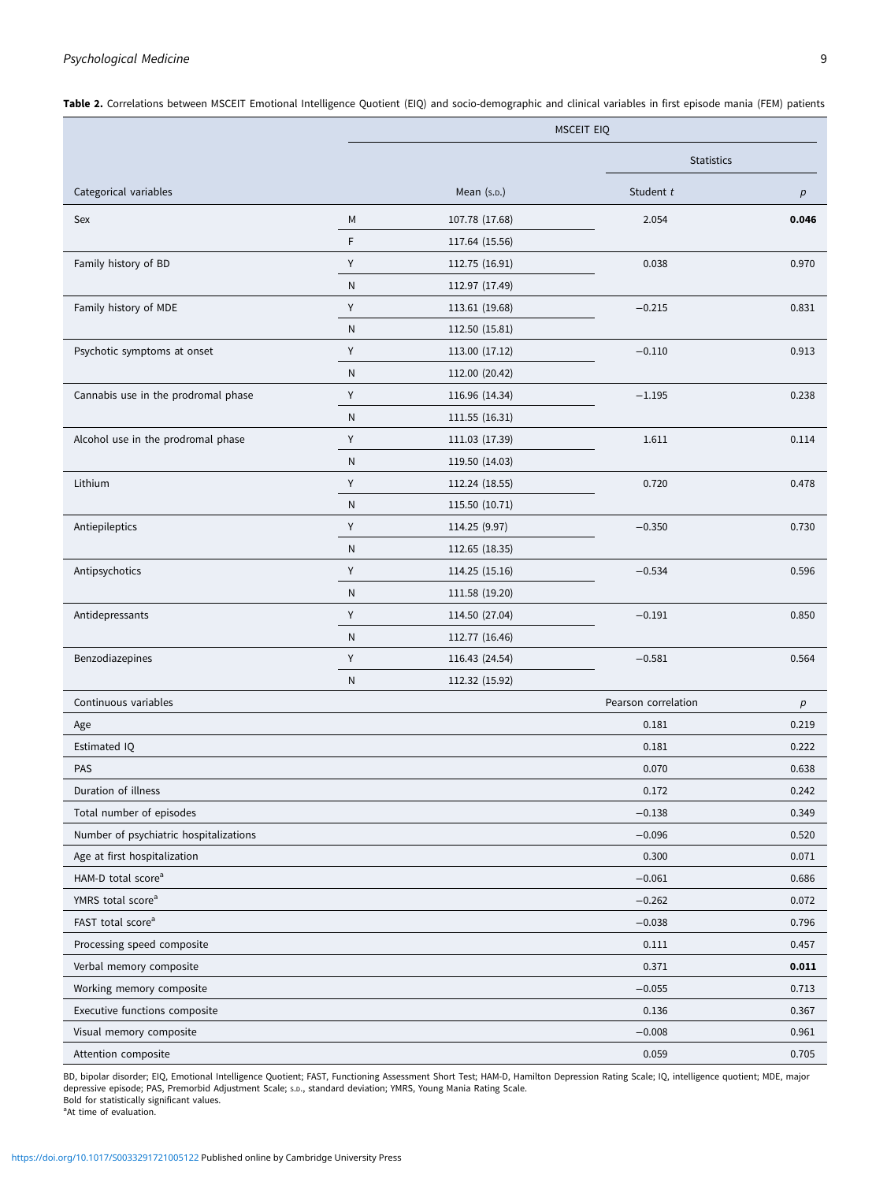**Table 2.** Correlations between MSCEIT Emotional Intelligence Quotient (EIQ) and socio-demographic and clinical variables in first episode mania (FEM) patients

| | | MSCEIT EIQ | | |
|---|---|---|---|---|
| | | | Statistics | |
| Categorical variables | | Mean (s.d.) | Student *t* | *p* |
| Sex | M | 107.78 (17.68) | 2.054 | **0.046** |
| | F | 117.64 (15.56) | | |
| Family history of BD | Y | 112.75 (16.91) | 0.038 | 0.970 |
| | N | 112.97 (17.49) | | |
| Family history of MDE | Y | 113.61 (19.68) | −0.215 | 0.831 |
| | N | 112.50 (15.81) | | |
| Psychotic symptoms at onset | Y | 113.00 (17.12) | −0.110 | 0.913 |
| | N | 112.00 (20.42) | | |
| Cannabis use in the prodromal phase | Y | 116.96 (14.34) | −1.195 | 0.238 |
| | N | 111.55 (16.31) | | |
| Alcohol use in the prodromal phase | Y | 111.03 (17.39) | 1.611 | 0.114 |
| | N | 119.50 (14.03) | | |
| Lithium | Y | 112.24 (18.55) | 0.720 | 0.478 |
| | N | 115.50 (10.71) | | |
| Antiepileptics | Y | 114.25 (9.97) | −0.350 | 0.730 |
| | N | 112.65 (18.35) | | |
| Antipsychotics | Y | 114.25 (15.16) | −0.534 | 0.596 |
| | N | 111.58 (19.20) | | |
| Antidepressants | Y | 114.50 (27.04) | −0.191 | 0.850 |
| | N | 112.77 (16.46) | | |
| Benzodiazepines | Y | 116.43 (24.54) | −0.581 | 0.564 |
| | N | 112.32 (15.92) | | |
| Continuous variables | | | Pearson correlation | *p* |
| Age | | | 0.181 | 0.219 |
| Estimated IQ | | | 0.181 | 0.222 |
| PAS | | | 0.070 | 0.638 |
| Duration of illness | | | 0.172 | 0.242 |
| Total number of episodes | | | −0.138 | 0.349 |
| Number of psychiatric hospitalizations | | | −0.096 | 0.520 |
| Age at first hospitalization | | | 0.300 | 0.071 |
| HAM-D total score[a] | | | −0.061 | 0.686 |
| YMRS total score[a] | | | −0.262 | 0.072 |
| FAST total score[a] | | | −0.038 | 0.796 |
| Processing speed composite | | | 0.111 | 0.457 |
| Verbal memory composite | | | 0.371 | **0.011** |
| Working memory composite | | | −0.055 | 0.713 |
| Executive functions composite | | | 0.136 | 0.367 |
| Visual memory composite | | | −0.008 | 0.961 |
| Attention composite | | | 0.059 | 0.705 |

BD, bipolar disorder; EIQ, Emotional Intelligence Quotient; FAST, Functioning Assessment Short Test; HAM-D, Hamilton Depression Rating Scale; IQ, intelligence quotient; MDE, major depressive episode; PAS, Premorbid Adjustment Scale; s.d., standard deviation; YMRS, Young Mania Rating Scale.
Bold for statistically significant values.
[a]At time of evaluation.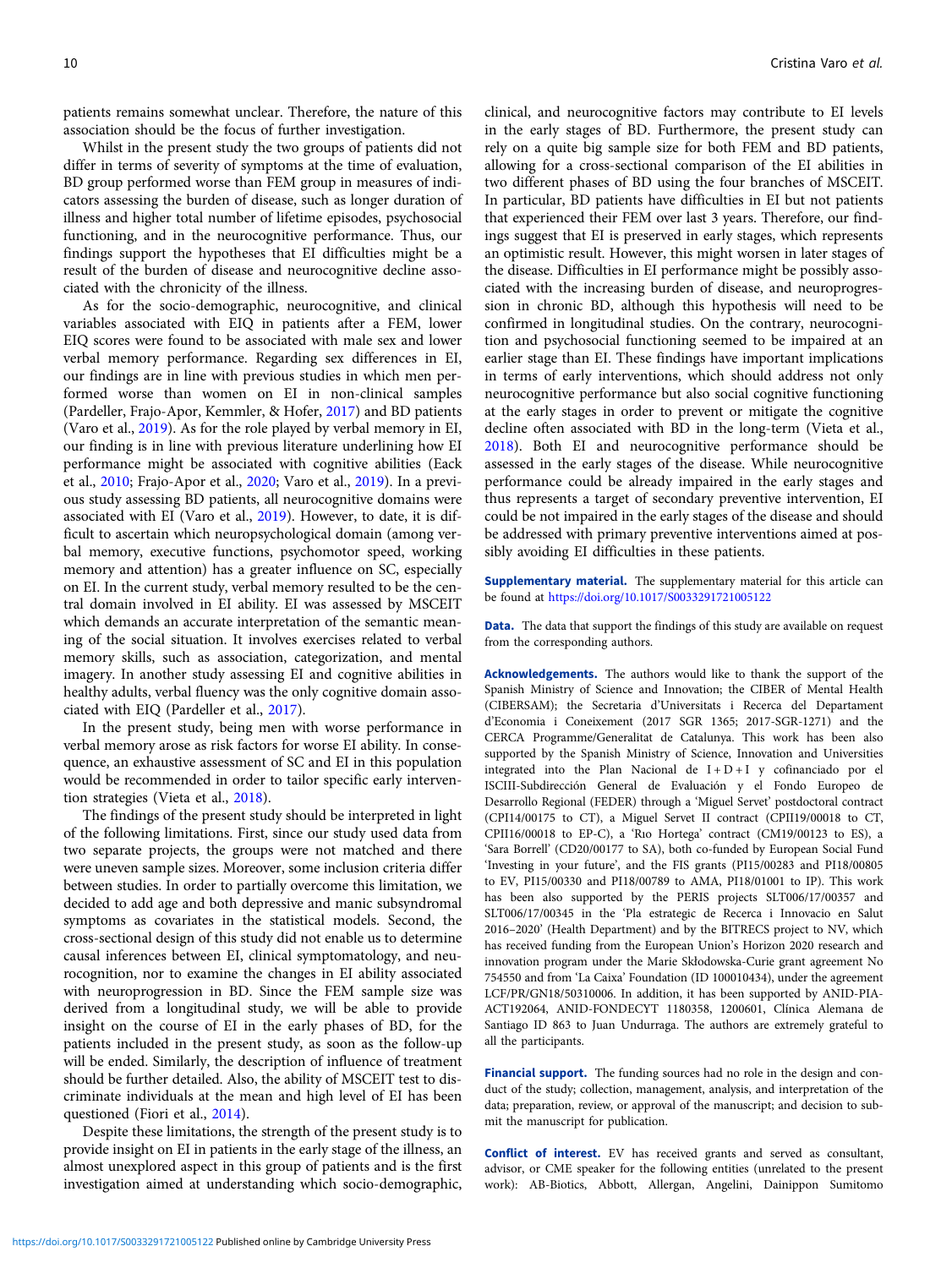patients remains somewhat unclear. Therefore, the nature of this association should be the focus of further investigation.

Whilst in the present study the two groups of patients did not differ in terms of severity of symptoms at the time of evaluation, BD group performed worse than FEM group in measures of indicators assessing the burden of disease, such as longer duration of illness and higher total number of lifetime episodes, psychosocial functioning, and in the neurocognitive performance. Thus, our findings support the hypotheses that EI difficulties might be a result of the burden of disease and neurocognitive decline associated with the chronicity of the illness.

As for the socio-demographic, neurocognitive, and clinical variables associated with EIQ in patients after a FEM, lower EIQ scores were found to be associated with male sex and lower verbal memory performance. Regarding sex differences in EI, our findings are in line with previous studies in which men performed worse than women on EI in non-clinical samples (Pardeller, Frajo-Apor, Kemmler, & Hofer, 2017) and BD patients (Varo et al., 2019). As for the role played by verbal memory in EI, our finding is in line with previous literature underlining how EI performance might be associated with cognitive abilities (Eack et al., 2010; Frajo-Apor et al., 2020; Varo et al., 2019). In a previous study assessing BD patients, all neurocognitive domains were associated with EI (Varo et al., 2019). However, to date, it is difficult to ascertain which neuropsychological domain (among verbal memory, executive functions, psychomotor speed, working memory and attention) has a greater influence on SC, especially on EI. In the current study, verbal memory resulted to be the central domain involved in EI ability. EI was assessed by MSCEIT which demands an accurate interpretation of the semantic meaning of the social situation. It involves exercises related to verbal memory skills, such as association, categorization, and mental imagery. In another study assessing EI and cognitive abilities in healthy adults, verbal fluency was the only cognitive domain associated with EIQ (Pardeller et al., 2017).

In the present study, being men with worse performance in verbal memory arose as risk factors for worse EI ability. In consequence, an exhaustive assessment of SC and EI in this population would be recommended in order to tailor specific early intervention strategies (Vieta et al., 2018).

The findings of the present study should be interpreted in light of the following limitations. First, since our study used data from two separate projects, the groups were not matched and there were uneven sample sizes. Moreover, some inclusion criteria differ between studies. In order to partially overcome this limitation, we decided to add age and both depressive and manic subsyndromal symptoms as covariates in the statistical models. Second, the cross-sectional design of this study did not enable us to determine causal inferences between EI, clinical symptomatology, and neurocognition, nor to examine the changes in EI ability associated with neuroprogression in BD. Since the FEM sample size was derived from a longitudinal study, we will be able to provide insight on the course of EI in the early phases of BD, for the patients included in the present study, as soon as the follow-up will be ended. Similarly, the description of influence of treatment should be further detailed. Also, the ability of MSCEIT test to discriminate individuals at the mean and high level of EI has been questioned (Fiori et al., 2014).

Despite these limitations, the strength of the present study is to provide insight on EI in patients in the early stage of the illness, an almost unexplored aspect in this group of patients and is the first investigation aimed at understanding which socio-demographic, clinical, and neurocognitive factors may contribute to EI levels in the early stages of BD. Furthermore, the present study can rely on a quite big sample size for both FEM and BD patients, allowing for a cross-sectional comparison of the EI abilities in two different phases of BD using the four branches of MSCEIT. In particular, BD patients have difficulties in EI but not patients that experienced their FEM over last 3 years. Therefore, our findings suggest that EI is preserved in early stages, which represents an optimistic result. However, this might worsen in later stages of the disease. Difficulties in EI performance might be possibly associated with the increasing burden of disease, and neuroprogression in chronic BD, although this hypothesis will need to be confirmed in longitudinal studies. On the contrary, neurocognition and psychosocial functioning seemed to be impaired at an earlier stage than EI. These findings have important implications in terms of early interventions, which should address not only neurocognitive performance but also social cognitive functioning at the early stages in order to prevent or mitigate the cognitive decline often associated with BD in the long-term (Vieta et al., 2018). Both EI and neurocognitive performance should be assessed in the early stages of the disease. While neurocognitive performance could be already impaired in the early stages and thus represents a target of secondary preventive intervention, EI could be not impaired in the early stages of the disease and should be addressed with primary preventive interventions aimed at possibly avoiding EI difficulties in these patients.

**Supplementary material.** The supplementary material for this article can be found at https://doi.org/10.1017/S0033291721005122

**Data.** The data that support the findings of this study are available on request from the corresponding authors.

**Acknowledgements.** The authors would like to thank the support of the Spanish Ministry of Science and Innovation; the CIBER of Mental Health (CIBERSAM); the Secretaria d'Universitats i Recerca del Departament d'Economia i Coneixement (2017 SGR 1365; 2017-SGR-1271) and the CERCA Programme/Generalitat de Catalunya. This work has been also supported by the Spanish Ministry of Science, Innovation and Universities integrated into the Plan Nacional de I + D + I y cofinanciado por el ISCIII-Subdirección General de Evaluación y el Fondo Europeo de Desarrollo Regional (FEDER) through a 'Miguel Servet' postdoctoral contract (CPI14/00175 to CT), a Miguel Servet II contract (CPII19/00018 to CT, CPII16/00018 to EP-C), a 'Rıo Hortega' contract (CM19/00123 to ES), a 'Sara Borrell' (CD20/00177 to SA), both co-funded by European Social Fund 'Investing in your future', and the FIS grants (PI15/00283 and PI18/00805 to EV, PI15/00330 and PI18/00789 to AMA, PI18/01001 to IP). This work has been also supported by the PERIS projects SLT006/17/00357 and SLT006/17/00345 in the 'Pla estrategic de Recerca i Innovacio en Salut 2016–2020' (Health Department) and by the BITRECS project to NV, which has received funding from the European Union's Horizon 2020 research and innovation program under the Marie Skłodowska-Curie grant agreement No 754550 and from 'La Caixa' Foundation (ID 100010434), under the agreement LCF/PR/GN18/50310006. In addition, it has been supported by ANID-PIA-ACT192064, ANID-FONDECYT 1180358, 1200601, Clínica Alemana de Santiago ID 863 to Juan Undurraga. The authors are extremely grateful to all the participants.

**Financial support.** The funding sources had no role in the design and conduct of the study; collection, management, analysis, and interpretation of the data; preparation, review, or approval of the manuscript; and decision to submit the manuscript for publication.

**Conflict of interest.** EV has received grants and served as consultant, advisor, or CME speaker for the following entities (unrelated to the present work): AB-Biotics, Abbott, Allergan, Angelini, Dainippon Sumitomo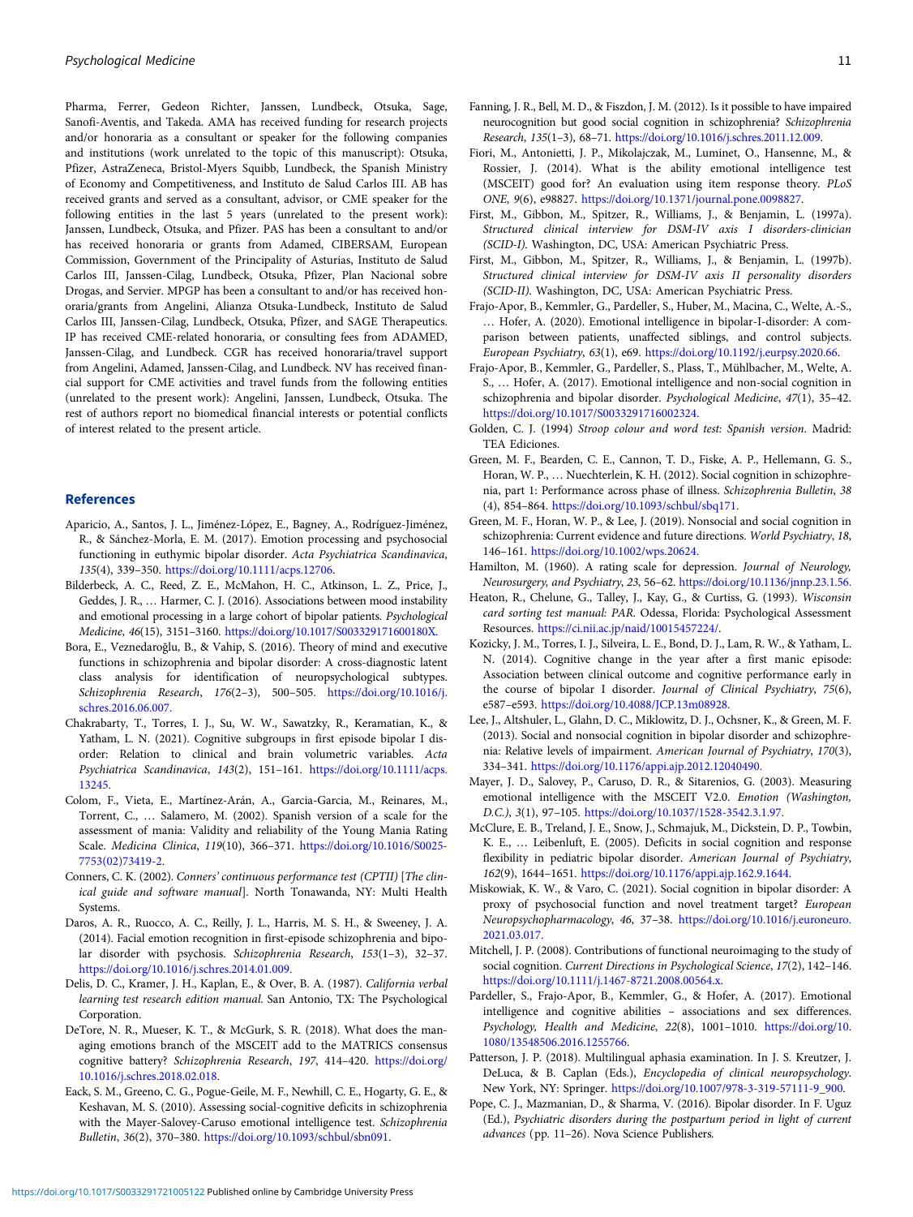Pharma, Ferrer, Gedeon Richter, Janssen, Lundbeck, Otsuka, Sage, Sanofi-Aventis, and Takeda. AMA has received funding for research projects and/or honoraria as a consultant or speaker for the following companies and institutions (work unrelated to the topic of this manuscript): Otsuka, Pfizer, AstraZeneca, Bristol-Myers Squibb, Lundbeck, the Spanish Ministry of Economy and Competitiveness, and Instituto de Salud Carlos III. AB has received grants and served as a consultant, advisor, or CME speaker for the following entities in the last 5 years (unrelated to the present work): Janssen, Lundbeck, Otsuka, and Pfizer. PAS has been a consultant to and/or has received honoraria or grants from Adamed, CIBERSAM, European Commission, Government of the Principality of Asturias, Instituto de Salud Carlos III, Janssen-Cilag, Lundbeck, Otsuka, Pfizer, Plan Nacional sobre Drogas, and Servier. MPGP has been a consultant to and/or has received honoraria/grants from Angelini, Alianza Otsuka-Lundbeck, Instituto de Salud Carlos III, Janssen-Cilag, Lundbeck, Otsuka, Pfizer, and SAGE Therapeutics. IP has received CME-related honoraria, or consulting fees from ADAMED, Janssen-Cilag, and Lundbeck. CGR has received honoraria/travel support from Angelini, Adamed, Janssen-Cilag, and Lundbeck. NV has received financial support for CME activities and travel funds from the following entities (unrelated to the present work): Angelini, Janssen, Lundbeck, Otsuka. The rest of authors report no biomedical financial interests or potential conflicts of interest related to the present article.

## References

Aparicio, A., Santos, J. L., Jiménez-López, E., Bagney, A., Rodríguez-Jiménez, R., & Sánchez-Morla, E. M. (2017). Emotion processing and psychosocial functioning in euthymic bipolar disorder. *Acta Psychiatrica Scandinavica*, *135*(4), 339–350. https://doi.org/10.1111/acps.12706.

Bilderbeck, A. C., Reed, Z. E., McMahon, H. C., Atkinson, L. Z., Price, J., Geddes, J. R., … Harmer, C. J. (2016). Associations between mood instability and emotional processing in a large cohort of bipolar patients. *Psychological Medicine*, *46*(15), 3151–3160. https://doi.org/10.1017/S003329171600180X.

Bora, E., Veznedaroğlu, B., & Vahip, S. (2016). Theory of mind and executive functions in schizophrenia and bipolar disorder: A cross-diagnostic latent class analysis for identification of neuropsychological subtypes. *Schizophrenia Research*, *176*(2–3), 500–505. https://doi.org/10.1016/j.schres.2016.06.007.

Chakrabarty, T., Torres, I. J., Su, W. W., Sawatzky, R., Keramatian, K., & Yatham, L. N. (2021). Cognitive subgroups in first episode bipolar I disorder: Relation to clinical and brain volumetric variables. *Acta Psychiatrica Scandinavica*, *143*(2), 151–161. https://doi.org/10.1111/acps.13245.

Colom, F., Vieta, E., Martínez-Arán, A., Garcia-Garcia, M., Reinares, M., Torrent, C., … Salamero, M. (2002). Spanish version of a scale for the assessment of mania: Validity and reliability of the Young Mania Rating Scale. *Medicina Clinica*, *119*(10), 366–371. https://doi.org/10.1016/S0025-7753(02)73419-2.

Conners, C. K. (2002). *Conners' continuous performance test (CPTII)* [*The clinical guide and software manual*]. North Tonawanda, NY: Multi Health Systems.

Daros, A. R., Ruocco, A. C., Reilly, J. L., Harris, M. S. H., & Sweeney, J. A. (2014). Facial emotion recognition in first-episode schizophrenia and bipolar disorder with psychosis. *Schizophrenia Research*, *153*(1–3), 32–37. https://doi.org/10.1016/j.schres.2014.01.009.

Delis, D. C., Kramer, J. H., Kaplan, E., & Over, B. A. (1987). *California verbal learning test research edition manual*. San Antonio, TX: The Psychological Corporation.

DeTore, N. R., Mueser, K. T., & McGurk, S. R. (2018). What does the managing emotions branch of the MSCEIT add to the MATRICS consensus cognitive battery? *Schizophrenia Research*, *197*, 414–420. https://doi.org/10.1016/j.schres.2018.02.018.

Eack, S. M., Greeno, C. G., Pogue-Geile, M. F., Newhill, C. E., Hogarty, G. E., & Keshavan, M. S. (2010). Assessing social-cognitive deficits in schizophrenia with the Mayer-Salovey-Caruso emotional intelligence test. *Schizophrenia Bulletin*, *36*(2), 370–380. https://doi.org/10.1093/schbul/sbn091.

Fanning, J. R., Bell, M. D., & Fiszdon, J. M. (2012). Is it possible to have impaired neurocognition but good social cognition in schizophrenia? *Schizophrenia Research*, *135*(1–3), 68–71. https://doi.org/10.1016/j.schres.2011.12.009.

Fiori, M., Antonietti, J. P., Mikolajczak, M., Luminet, O., Hansenne, M., & Rossier, J. (2014). What is the ability emotional intelligence test (MSCEIT) good for? An evaluation using item response theory. *PLoS ONE*, *9*(6), e98827. https://doi.org/10.1371/journal.pone.0098827.

First, M., Gibbon, M., Spitzer, R., Williams, J., & Benjamin, L. (1997a). *Structured clinical interview for DSM-IV axis I disorders-clinician (SCID-I)*. Washington, DC, USA: American Psychiatric Press.

First, M., Gibbon, M., Spitzer, R., Williams, J., & Benjamin, L. (1997b). *Structured clinical interview for DSM-IV axis II personality disorders (SCID-II)*. Washington, DC, USA: American Psychiatric Press.

Frajo-Apor, B., Kemmler, G., Pardeller, S., Huber, M., Macina, C., Welte, A.-S., … Hofer, A. (2020). Emotional intelligence in bipolar-I-disorder: A comparison between patients, unaffected siblings, and control subjects. *European Psychiatry*, *63*(1), e69. https://doi.org/10.1192/j.eurpsy.2020.66.

Frajo-Apor, B., Kemmler, G., Pardeller, S., Plass, T., Mühlbacher, M., Welte, A. S., … Hofer, A. (2017). Emotional intelligence and non-social cognition in schizophrenia and bipolar disorder. *Psychological Medicine*, *47*(1), 35–42. https://doi.org/10.1017/S0033291716002324.

Golden, C. J. (1994) *Stroop colour and word test: Spanish version*. Madrid: TEA Ediciones.

Green, M. F., Bearden, C. E., Cannon, T. D., Fiske, A. P., Hellemann, G. S., Horan, W. P., … Nuechterlein, K. H. (2012). Social cognition in schizophrenia, part 1: Performance across phase of illness. *Schizophrenia Bulletin*, *38* (4), 854–864. https://doi.org/10.1093/schbul/sbq171.

Green, M. F., Horan, W. P., & Lee, J. (2019). Nonsocial and social cognition in schizophrenia: Current evidence and future directions. *World Psychiatry*, *18*, 146–161. https://doi.org/10.1002/wps.20624.

Hamilton, M. (1960). A rating scale for depression. *Journal of Neurology, Neurosurgery, and Psychiatry*, *23*, 56–62. https://doi.org/10.1136/jnnp.23.1.56.

Heaton, R., Chelune, G., Talley, J., Kay, G., & Curtiss, G. (1993). *Wisconsin card sorting test manual: PAR*. Odessa, Florida: Psychological Assessment Resources. https://ci.nii.ac.jp/naid/10015457224/.

Kozicky, J. M., Torres, I. J., Silveira, L. E., Bond, D. J., Lam, R. W., & Yatham, L. N. (2014). Cognitive change in the year after a first manic episode: Association between clinical outcome and cognitive performance early in the course of bipolar I disorder. *Journal of Clinical Psychiatry*, *75*(6), e587–e593. https://doi.org/10.4088/JCP.13m08928.

Lee, J., Altshuler, L., Glahn, D. C., Miklowitz, D. J., Ochsner, K., & Green, M. F. (2013). Social and nonsocial cognition in bipolar disorder and schizophrenia: Relative levels of impairment. *American Journal of Psychiatry*, *170*(3), 334–341. https://doi.org/10.1176/appi.ajp.2012.12040490.

Mayer, J. D., Salovey, P., Caruso, D. R., & Sitarenios, G. (2003). Measuring emotional intelligence with the MSCEIT V2.0. *Emotion (Washington, D.C.)*, *3*(1), 97–105. https://doi.org/10.1037/1528-3542.3.1.97.

McClure, E. B., Treland, J. E., Snow, J., Schmajuk, M., Dickstein, D. P., Towbin, K. E., … Leibenluft, E. (2005). Deficits in social cognition and response flexibility in pediatric bipolar disorder. *American Journal of Psychiatry*, *162*(9), 1644–1651. https://doi.org/10.1176/appi.ajp.162.9.1644.

Miskowiak, K. W., & Varo, C. (2021). Social cognition in bipolar disorder: A proxy of psychosocial function and novel treatment target? *European Neuropsychopharmacology*, *46*, 37–38. https://doi.org/10.1016/j.euroneuro.2021.03.017.

Mitchell, J. P. (2008). Contributions of functional neuroimaging to the study of social cognition. *Current Directions in Psychological Science*, *17*(2), 142–146. https://doi.org/10.1111/j.1467-8721.2008.00564.x.

Pardeller, S., Frajo-Apor, B., Kemmler, G., & Hofer, A. (2017). Emotional intelligence and cognitive abilities – associations and sex differences. *Psychology, Health and Medicine*, *22*(8), 1001–1010. https://doi.org/10.1080/13548506.2016.1255766.

Patterson, J. P. (2018). Multilingual aphasia examination. In J. S. Kreutzer, J. DeLuca, & B. Caplan (Eds.), *Encyclopedia of clinical neuropsychology*. New York, NY: Springer. https://doi.org/10.1007/978-3-319-57111-9_900.

Pope, C. J., Mazmanian, D., & Sharma, V. (2016). Bipolar disorder. In F. Uguz (Ed.), *Psychiatric disorders during the postpartum period in light of current advances* (pp. 11–26). Nova Science Publishers.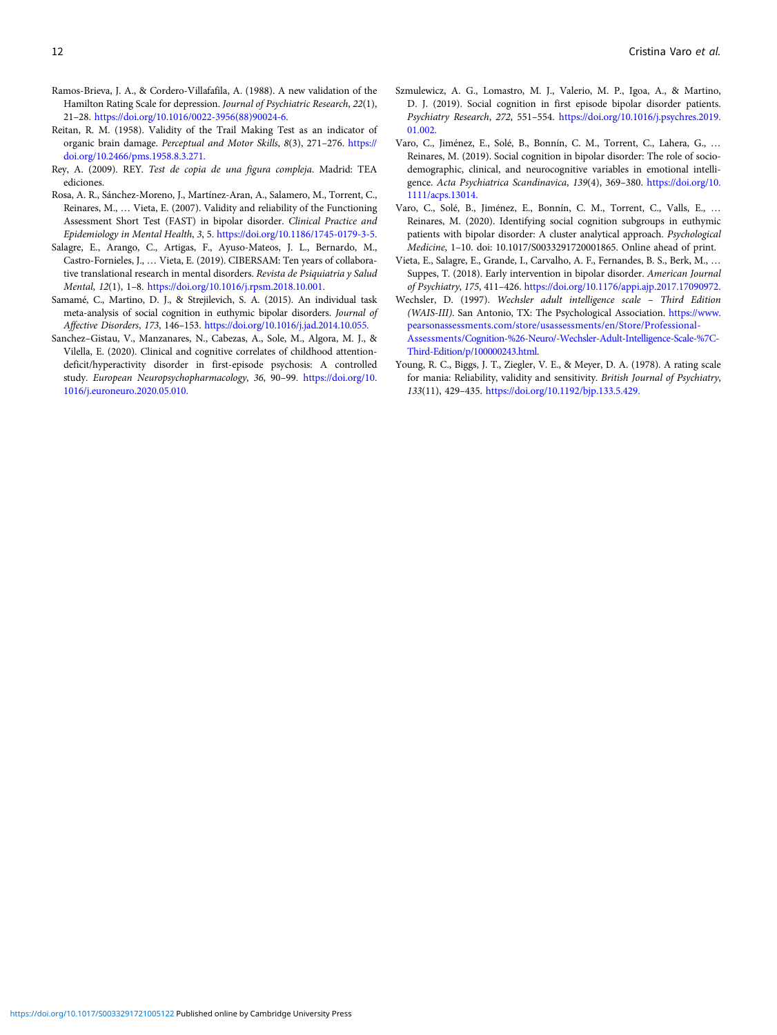Ramos-Brieva, J. A., & Cordero-Villafafila, A. (1988). A new validation of the Hamilton Rating Scale for depression. *Journal of Psychiatric Research*, *22*(1), 21–28. https://doi.org/10.1016/0022-3956(88)90024-6.

Reitan, R. M. (1958). Validity of the Trail Making Test as an indicator of organic brain damage. *Perceptual and Motor Skills*, *8*(3), 271–276. https://doi.org/10.2466/pms.1958.8.3.271.

Rey, A. (2009). REY. *Test de copia de una figura compleja*. Madrid: TEA ediciones.

Rosa, A. R., Sánchez-Moreno, J., Martínez-Aran, A., Salamero, M., Torrent, C., Reinares, M., … Vieta, E. (2007). Validity and reliability of the Functioning Assessment Short Test (FAST) in bipolar disorder. *Clinical Practice and Epidemiology in Mental Health*, *3*, 5. https://doi.org/10.1186/1745-0179-3-5.

Salagre, E., Arango, C., Artigas, F., Ayuso-Mateos, J. L., Bernardo, M., Castro-Fornieles, J., … Vieta, E. (2019). CIBERSAM: Ten years of collaborative translational research in mental disorders. *Revista de Psiquiatria y Salud Mental*, *12*(1), 1–8. https://doi.org/10.1016/j.rpsm.2018.10.001.

Samamé, C., Martino, D. J., & Strejilevich, S. A. (2015). An individual task meta-analysis of social cognition in euthymic bipolar disorders. *Journal of Affective Disorders*, *173*, 146–153. https://doi.org/10.1016/j.jad.2014.10.055.

Sanchez–Gistau, V., Manzanares, N., Cabezas, A., Sole, M., Algora, M. J., & Vilella, E. (2020). Clinical and cognitive correlates of childhood attention-deficit/hyperactivity disorder in first-episode psychosis: A controlled study. *European Neuropsychopharmacology*, *36*, 90–99. https://doi.org/10.1016/j.euroneuro.2020.05.010.

Szmulewicz, A. G., Lomastro, M. J., Valerio, M. P., Igoa, A., & Martino, D. J. (2019). Social cognition in first episode bipolar disorder patients. *Psychiatry Research*, *272*, 551–554. https://doi.org/10.1016/j.psychres.2019.01.002.

Varo, C., Jiménez, E., Solé, B., Bonnín, C. M., Torrent, C., Lahera, G., … Reinares, M. (2019). Social cognition in bipolar disorder: The role of sociodemographic, clinical, and neurocognitive variables in emotional intelligence. *Acta Psychiatrica Scandinavica*, *139*(4), 369–380. https://doi.org/10.1111/acps.13014.

Varo, C., Solé, B., Jiménez, E., Bonnín, C. M., Torrent, C., Valls, E., … Reinares, M. (2020). Identifying social cognition subgroups in euthymic patients with bipolar disorder: A cluster analytical approach. *Psychological Medicine*, 1–10. doi: 10.1017/S0033291720001865. Online ahead of print.

Vieta, E., Salagre, E., Grande, I., Carvalho, A. F., Fernandes, B. S., Berk, M., … Suppes, T. (2018). Early intervention in bipolar disorder. *American Journal of Psychiatry*, *175*, 411–426. https://doi.org/10.1176/appi.ajp.2017.17090972.

Wechsler, D. (1997). *Wechsler adult intelligence scale – Third Edition (WAIS-III)*. San Antonio, TX: The Psychological Association. https://www.pearsonassessments.com/store/usassessments/en/Store/Professional-Assessments/Cognition-%26-Neuro/-Wechsler-Adult-Intelligence-Scale-%7C-Third-Edition/p/100000243.html.

Young, R. C., Biggs, J. T., Ziegler, V. E., & Meyer, D. A. (1978). A rating scale for mania: Reliability, validity and sensitivity. *British Journal of Psychiatry*, *133*(11), 429–435. https://doi.org/10.1192/bjp.133.5.429.